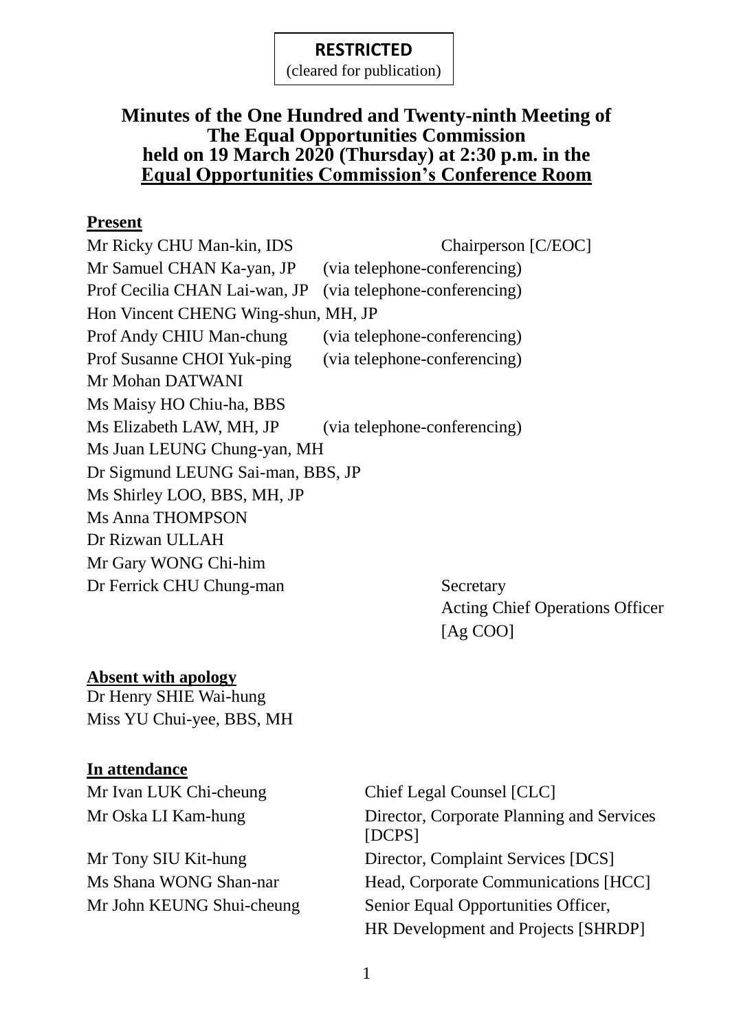**RESTRICTED**
(cleared for publication)

# Minutes of the One Hundred and Twenty-ninth Meeting of The Equal Opportunities Commission held on 19 March 2020 (Thursday) at 2:30 p.m. in the Equal Opportunities Commission's Conference Room

**Present**

| | |
|---|---|
| Mr Ricky CHU Man-kin, IDS | Chairperson [C/EOC] |
| Mr Samuel CHAN Ka-yan, JP | (via telephone-conferencing) |
| Prof Cecilia CHAN Lai-wan, JP | (via telephone-conferencing) |
| Hon Vincent CHENG Wing-shun, MH, JP | |
| Prof Andy CHIU Man-chung | (via telephone-conferencing) |
| Prof Susanne CHOI Yuk-ping | (via telephone-conferencing) |
| Mr Mohan DATWANI | |
| Ms Maisy HO Chiu-ha, BBS | |
| Ms Elizabeth LAW, MH, JP | (via telephone-conferencing) |
| Ms Juan LEUNG Chung-yan, MH | |
| Dr Sigmund LEUNG Sai-man, BBS, JP | |
| Ms Shirley LOO, BBS, MH, JP | |
| Ms Anna THOMPSON | |
| Dr Rizwan ULLAH | |
| Mr Gary WONG Chi-him | |
| Dr Ferrick CHU Chung-man | Secretary<br>Acting Chief Operations Officer [Ag COO] |

**Absent with apology**

Dr Henry SHIE Wai-hung
Miss YU Chui-yee, BBS, MH

**In attendance**

| | |
|---|---|
| Mr Ivan LUK Chi-cheung | Chief Legal Counsel [CLC] |
| Mr Oska LI Kam-hung | Director, Corporate Planning and Services [DCPS] |
| Mr Tony SIU Kit-hung | Director, Complaint Services [DCS] |
| Ms Shana WONG Shan-nar | Head, Corporate Communications [HCC] |
| Mr John KEUNG Shui-cheung | Senior Equal Opportunities Officer, HR Development and Projects [SHRDP] |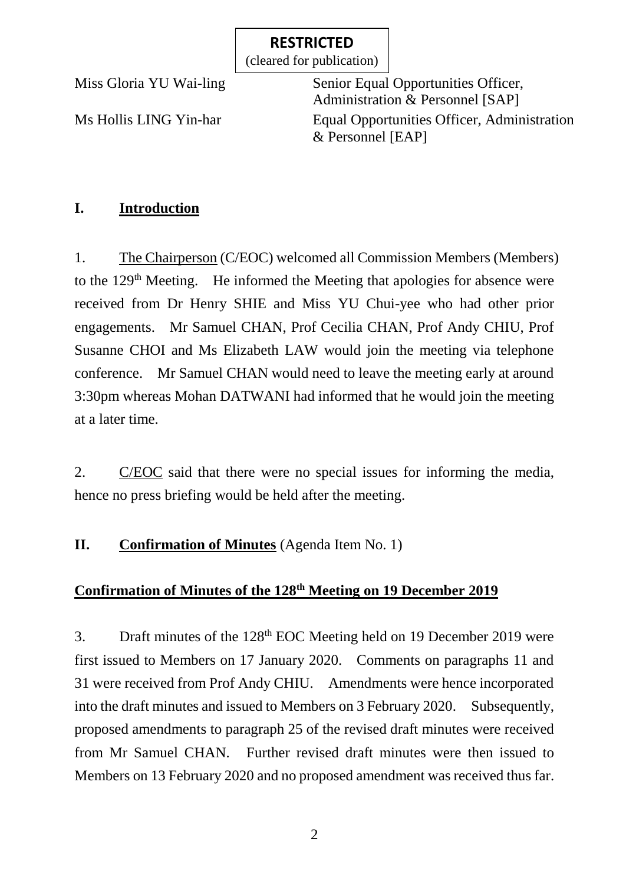**RESTRICTED**
(cleared for publication)

| | |
|---|---|
| Miss Gloria YU Wai-ling | Senior Equal Opportunities Officer, Administration & Personnel [SAP] |
| Ms Hollis LING Yin-har | Equal Opportunities Officer, Administration & Personnel [EAP] |

## I. Introduction

1. The Chairperson (C/EOC) welcomed all Commission Members (Members) to the 129th Meeting. He informed the Meeting that apologies for absence were received from Dr Henry SHIE and Miss YU Chui-yee who had other prior engagements. Mr Samuel CHAN, Prof Cecilia CHAN, Prof Andy CHIU, Prof Susanne CHOI and Ms Elizabeth LAW would join the meeting via telephone conference. Mr Samuel CHAN would need to leave the meeting early at around 3:30pm whereas Mohan DATWANI had informed that he would join the meeting at a later time.

2. C/EOC said that there were no special issues for informing the media, hence no press briefing would be held after the meeting.

## II. Confirmation of Minutes (Agenda Item No. 1)

### Confirmation of Minutes of the 128th Meeting on 19 December 2019

3. Draft minutes of the 128th EOC Meeting held on 19 December 2019 were first issued to Members on 17 January 2020. Comments on paragraphs 11 and 31 were received from Prof Andy CHIU. Amendments were hence incorporated into the draft minutes and issued to Members on 3 February 2020. Subsequently, proposed amendments to paragraph 25 of the revised draft minutes were received from Mr Samuel CHAN. Further revised draft minutes were then issued to Members on 13 February 2020 and no proposed amendment was received thus far.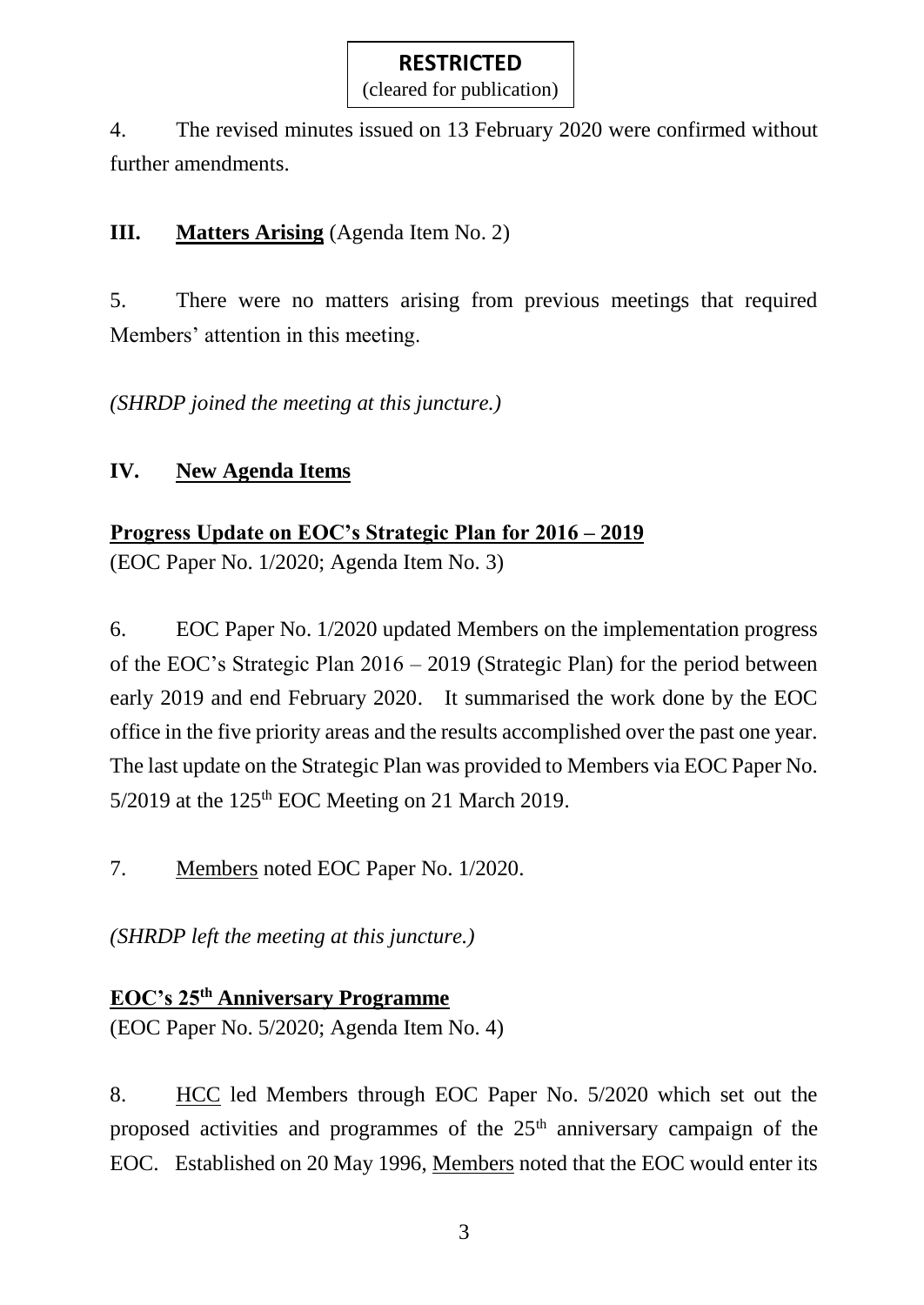**RESTRICTED**
(cleared for publication)

4. The revised minutes issued on 13 February 2020 were confirmed without further amendments.

## III. <u>Matters Arising</u> (Agenda Item No. 2)

5. There were no matters arising from previous meetings that required Members' attention in this meeting.

*(SHRDP joined the meeting at this juncture.)*

## IV. <u>New Agenda Items</u>

### <u>Progress Update on EOC's Strategic Plan for 2016 – 2019</u>

(EOC Paper No. 1/2020; Agenda Item No. 3)

6. EOC Paper No. 1/2020 updated Members on the implementation progress of the EOC's Strategic Plan 2016 – 2019 (Strategic Plan) for the period between early 2019 and end February 2020. It summarised the work done by the EOC office in the five priority areas and the results accomplished over the past one year. The last update on the Strategic Plan was provided to Members via EOC Paper No. 5/2019 at the 125th EOC Meeting on 21 March 2019.

7. <u>Members</u> noted EOC Paper No. 1/2020.

*(SHRDP left the meeting at this juncture.)*

### <u>EOC's 25th Anniversary Programme</u>

(EOC Paper No. 5/2020; Agenda Item No. 4)

8. <u>HCC</u> led Members through EOC Paper No. 5/2020 which set out the proposed activities and programmes of the 25th anniversary campaign of the EOC. Established on 20 May 1996, <u>Members</u> noted that the EOC would enter its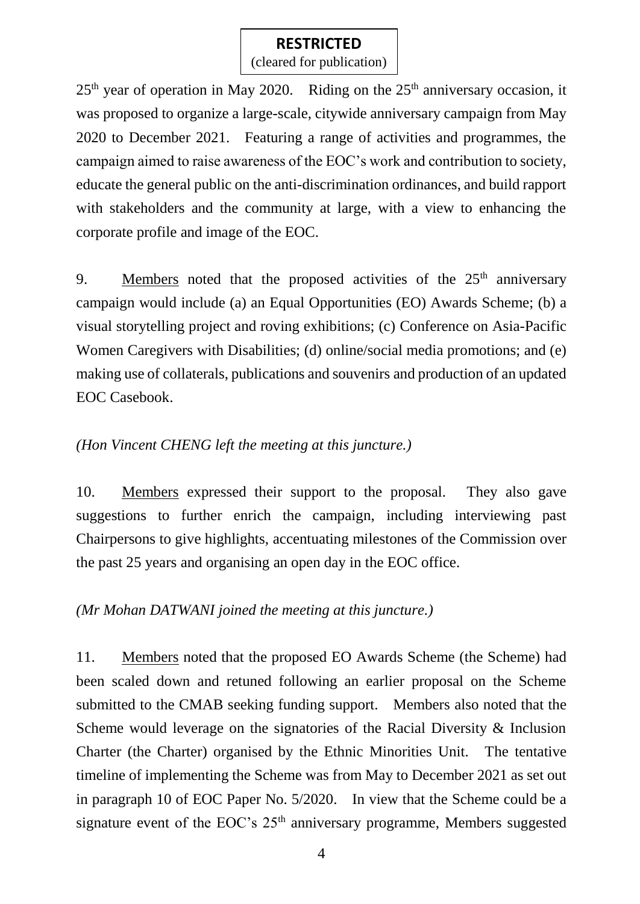25th year of operation in May 2020. Riding on the 25th anniversary occasion, it was proposed to organize a large-scale, citywide anniversary campaign from May 2020 to December 2021. Featuring a range of activities and programmes, the campaign aimed to raise awareness of the EOC's work and contribution to society, educate the general public on the anti-discrimination ordinances, and build rapport with stakeholders and the community at large, with a view to enhancing the corporate profile and image of the EOC.

9. Members noted that the proposed activities of the 25th anniversary campaign would include (a) an Equal Opportunities (EO) Awards Scheme; (b) a visual storytelling project and roving exhibitions; (c) Conference on Asia-Pacific Women Caregivers with Disabilities; (d) online/social media promotions; and (e) making use of collaterals, publications and souvenirs and production of an updated EOC Casebook.

*(Hon Vincent CHENG left the meeting at this juncture.)*

10. Members expressed their support to the proposal. They also gave suggestions to further enrich the campaign, including interviewing past Chairpersons to give highlights, accentuating milestones of the Commission over the past 25 years and organising an open day in the EOC office.

*(Mr Mohan DATWANI joined the meeting at this juncture.)*

11. Members noted that the proposed EO Awards Scheme (the Scheme) had been scaled down and retuned following an earlier proposal on the Scheme submitted to the CMAB seeking funding support. Members also noted that the Scheme would leverage on the signatories of the Racial Diversity & Inclusion Charter (the Charter) organised by the Ethnic Minorities Unit. The tentative timeline of implementing the Scheme was from May to December 2021 as set out in paragraph 10 of EOC Paper No. 5/2020. In view that the Scheme could be a signature event of the EOC's 25th anniversary programme, Members suggested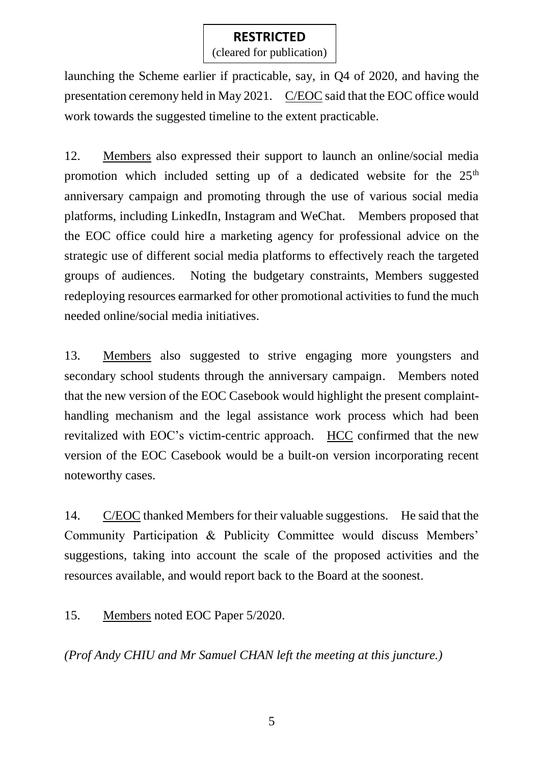**RESTRICTED**
(cleared for publication)

launching the Scheme earlier if practicable, say, in Q4 of 2020, and having the presentation ceremony held in May 2021. C/EOC said that the EOC office would work towards the suggested timeline to the extent practicable.

12. Members also expressed their support to launch an online/social media promotion which included setting up of a dedicated website for the 25th anniversary campaign and promoting through the use of various social media platforms, including LinkedIn, Instagram and WeChat. Members proposed that the EOC office could hire a marketing agency for professional advice on the strategic use of different social media platforms to effectively reach the targeted groups of audiences. Noting the budgetary constraints, Members suggested redeploying resources earmarked for other promotional activities to fund the much needed online/social media initiatives.

13. Members also suggested to strive engaging more youngsters and secondary school students through the anniversary campaign. Members noted that the new version of the EOC Casebook would highlight the present complaint-handling mechanism and the legal assistance work process which had been revitalized with EOC's victim-centric approach. HCC confirmed that the new version of the EOC Casebook would be a built-on version incorporating recent noteworthy cases.

14. C/EOC thanked Members for their valuable suggestions. He said that the Community Participation & Publicity Committee would discuss Members' suggestions, taking into account the scale of the proposed activities and the resources available, and would report back to the Board at the soonest.

15. Members noted EOC Paper 5/2020.

*(Prof Andy CHIU and Mr Samuel CHAN left the meeting at this juncture.)*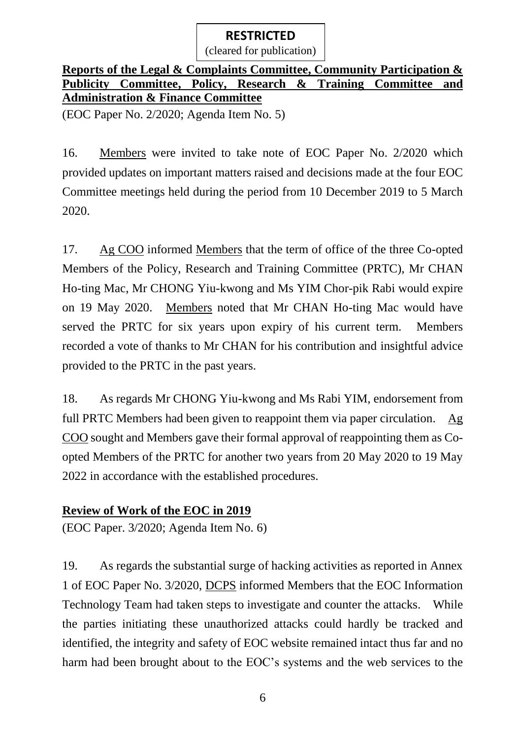**RESTRICTED**
(cleared for publication)

**Reports of the Legal & Complaints Committee, Community Participation & Publicity Committee, Policy, Research & Training Committee and Administration & Finance Committee**

(EOC Paper No. 2/2020; Agenda Item No. 5)

16. Members were invited to take note of EOC Paper No. 2/2020 which provided updates on important matters raised and decisions made at the four EOC Committee meetings held during the period from 10 December 2019 to 5 March 2020.

17. Ag COO informed Members that the term of office of the three Co-opted Members of the Policy, Research and Training Committee (PRTC), Mr CHAN Ho-ting Mac, Mr CHONG Yiu-kwong and Ms YIM Chor-pik Rabi would expire on 19 May 2020. Members noted that Mr CHAN Ho-ting Mac would have served the PRTC for six years upon expiry of his current term. Members recorded a vote of thanks to Mr CHAN for his contribution and insightful advice provided to the PRTC in the past years.

18. As regards Mr CHONG Yiu-kwong and Ms Rabi YIM, endorsement from full PRTC Members had been given to reappoint them via paper circulation. Ag COO sought and Members gave their formal approval of reappointing them as Co-opted Members of the PRTC for another two years from 20 May 2020 to 19 May 2022 in accordance with the established procedures.

**Review of Work of the EOC in 2019**

(EOC Paper. 3/2020; Agenda Item No. 6)

19. As regards the substantial surge of hacking activities as reported in Annex 1 of EOC Paper No. 3/2020, DCPS informed Members that the EOC Information Technology Team had taken steps to investigate and counter the attacks. While the parties initiating these unauthorized attacks could hardly be tracked and identified, the integrity and safety of EOC website remained intact thus far and no harm had been brought about to the EOC's systems and the web services to the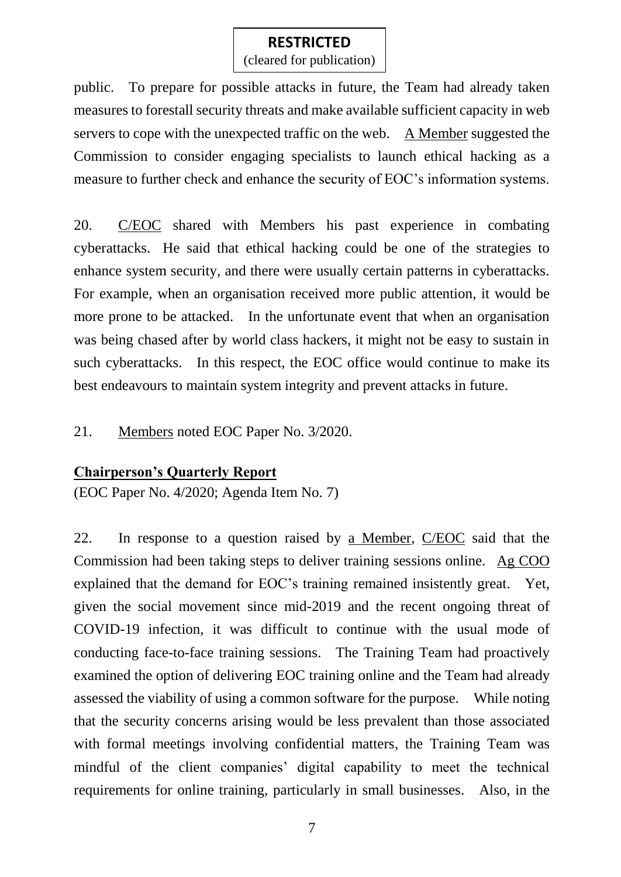public. To prepare for possible attacks in future, the Team had already taken measures to forestall security threats and make available sufficient capacity in web servers to cope with the unexpected traffic on the web. A Member suggested the Commission to consider engaging specialists to launch ethical hacking as a measure to further check and enhance the security of EOC's information systems.

20. C/EOC shared with Members his past experience in combating cyberattacks. He said that ethical hacking could be one of the strategies to enhance system security, and there were usually certain patterns in cyberattacks. For example, when an organisation received more public attention, it would be more prone to be attacked. In the unfortunate event that when an organisation was being chased after by world class hackers, it might not be easy to sustain in such cyberattacks. In this respect, the EOC office would continue to make its best endeavours to maintain system integrity and prevent attacks in future.

21. Members noted EOC Paper No. 3/2020.

**Chairperson's Quarterly Report**

(EOC Paper No. 4/2020; Agenda Item No. 7)

22. In response to a question raised by a Member, C/EOC said that the Commission had been taking steps to deliver training sessions online. Ag COO explained that the demand for EOC's training remained insistently great. Yet, given the social movement since mid-2019 and the recent ongoing threat of COVID-19 infection, it was difficult to continue with the usual mode of conducting face-to-face training sessions. The Training Team had proactively examined the option of delivering EOC training online and the Team had already assessed the viability of using a common software for the purpose. While noting that the security concerns arising would be less prevalent than those associated with formal meetings involving confidential matters, the Training Team was mindful of the client companies' digital capability to meet the technical requirements for online training, particularly in small businesses. Also, in the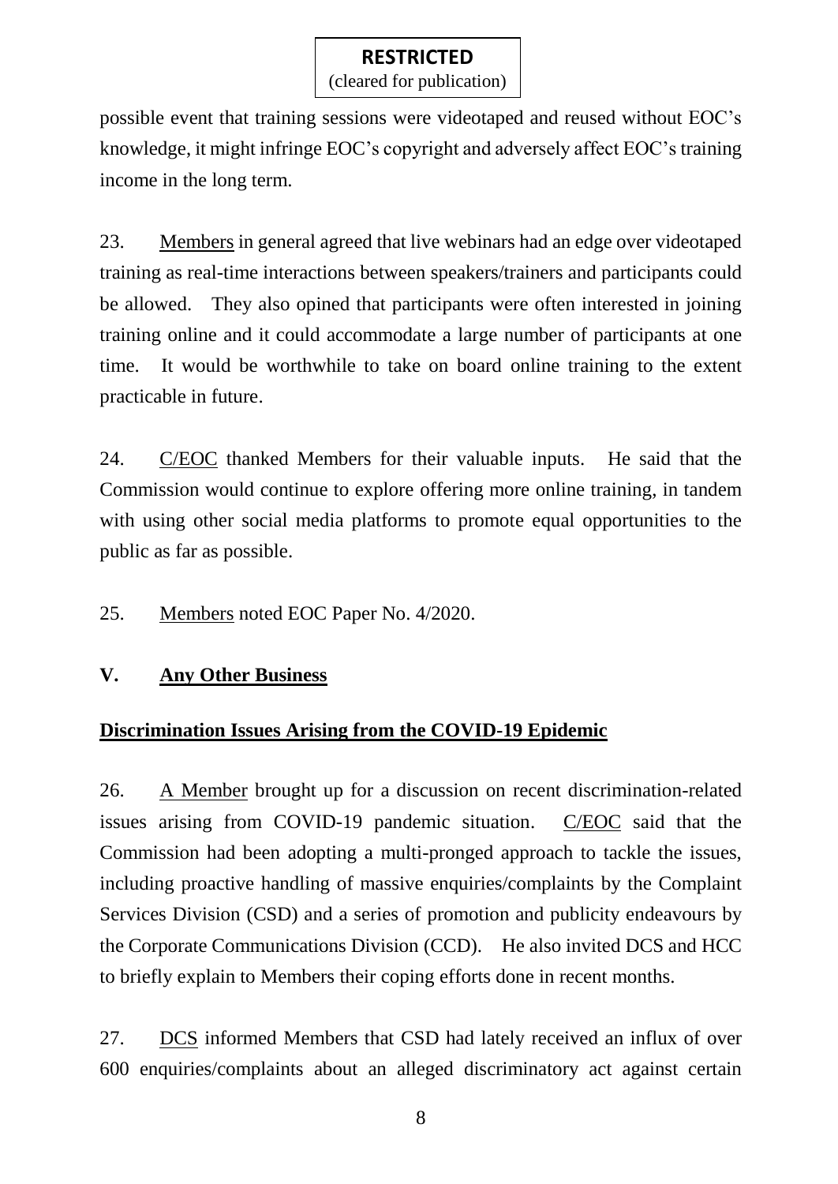possible event that training sessions were videotaped and reused without EOC's knowledge, it might infringe EOC's copyright and adversely affect EOC's training income in the long term.

23. Members in general agreed that live webinars had an edge over videotaped training as real-time interactions between speakers/trainers and participants could be allowed. They also opined that participants were often interested in joining training online and it could accommodate a large number of participants at one time. It would be worthwhile to take on board online training to the extent practicable in future.

24. C/EOC thanked Members for their valuable inputs. He said that the Commission would continue to explore offering more online training, in tandem with using other social media platforms to promote equal opportunities to the public as far as possible.

25. Members noted EOC Paper No. 4/2020.

## V. Any Other Business

### Discrimination Issues Arising from the COVID-19 Epidemic

26. A Member brought up for a discussion on recent discrimination-related issues arising from COVID-19 pandemic situation. C/EOC said that the Commission had been adopting a multi-pronged approach to tackle the issues, including proactive handling of massive enquiries/complaints by the Complaint Services Division (CSD) and a series of promotion and publicity endeavours by the Corporate Communications Division (CCD). He also invited DCS and HCC to briefly explain to Members their coping efforts done in recent months.

27. DCS informed Members that CSD had lately received an influx of over 600 enquiries/complaints about an alleged discriminatory act against certain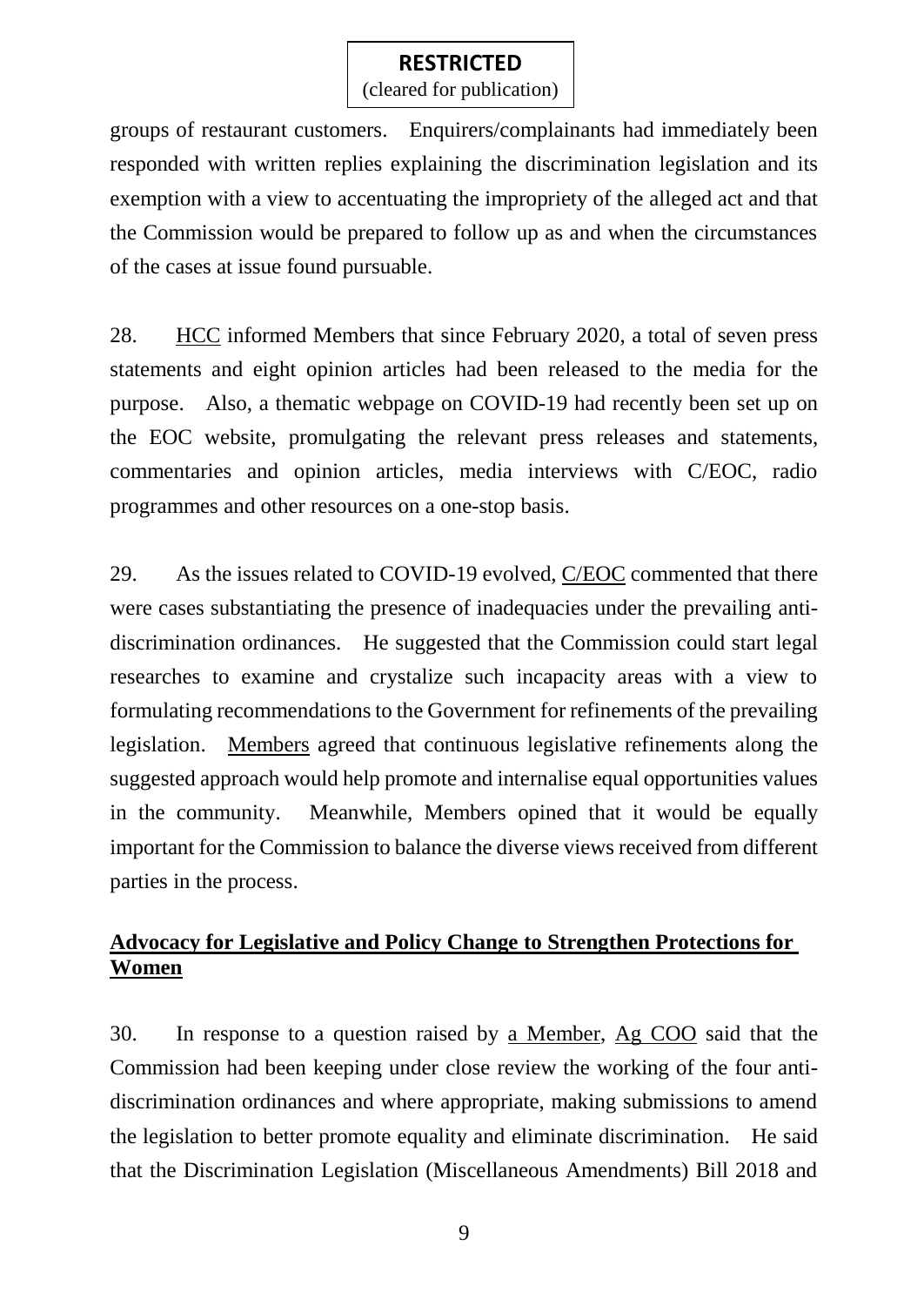groups of restaurant customers. Enquirers/complainants had immediately been responded with written replies explaining the discrimination legislation and its exemption with a view to accentuating the impropriety of the alleged act and that the Commission would be prepared to follow up as and when the circumstances of the cases at issue found pursuable.

28. HCC informed Members that since February 2020, a total of seven press statements and eight opinion articles had been released to the media for the purpose. Also, a thematic webpage on COVID-19 had recently been set up on the EOC website, promulgating the relevant press releases and statements, commentaries and opinion articles, media interviews with C/EOC, radio programmes and other resources on a one-stop basis.

29. As the issues related to COVID-19 evolved, C/EOC commented that there were cases substantiating the presence of inadequacies under the prevailing anti-discrimination ordinances. He suggested that the Commission could start legal researches to examine and crystalize such incapacity areas with a view to formulating recommendations to the Government for refinements of the prevailing legislation. Members agreed that continuous legislative refinements along the suggested approach would help promote and internalise equal opportunities values in the community. Meanwhile, Members opined that it would be equally important for the Commission to balance the diverse views received from different parties in the process.

## Advocacy for Legislative and Policy Change to Strengthen Protections for Women

30. In response to a question raised by a Member, Ag COO said that the Commission had been keeping under close review the working of the four anti-discrimination ordinances and where appropriate, making submissions to amend the legislation to better promote equality and eliminate discrimination. He said that the Discrimination Legislation (Miscellaneous Amendments) Bill 2018 and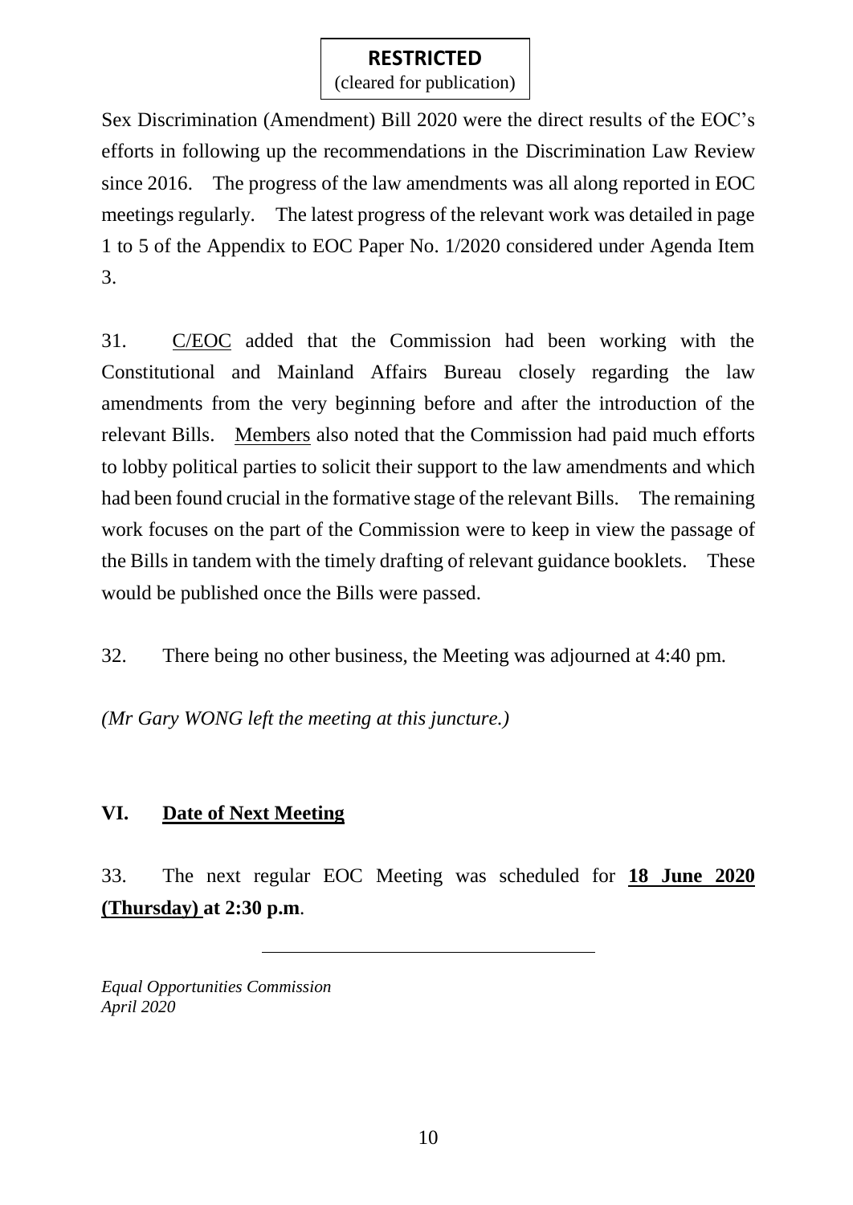**RESTRICTED**
(cleared for publication)

Sex Discrimination (Amendment) Bill 2020 were the direct results of the EOC's efforts in following up the recommendations in the Discrimination Law Review since 2016. The progress of the law amendments was all along reported in EOC meetings regularly. The latest progress of the relevant work was detailed in page 1 to 5 of the Appendix to EOC Paper No. 1/2020 considered under Agenda Item 3.

31. C/EOC added that the Commission had been working with the Constitutional and Mainland Affairs Bureau closely regarding the law amendments from the very beginning before and after the introduction of the relevant Bills. Members also noted that the Commission had paid much efforts to lobby political parties to solicit their support to the law amendments and which had been found crucial in the formative stage of the relevant Bills. The remaining work focuses on the part of the Commission were to keep in view the passage of the Bills in tandem with the timely drafting of relevant guidance booklets. These would be published once the Bills were passed.

32. There being no other business, the Meeting was adjourned at 4:40 pm.

*(Mr Gary WONG left the meeting at this juncture.)*

## VI. Date of Next Meeting

33. The next regular EOC Meeting was scheduled for **18 June 2020 (Thursday) at 2:30 p.m**.

---

*Equal Opportunities Commission*
*April 2020*